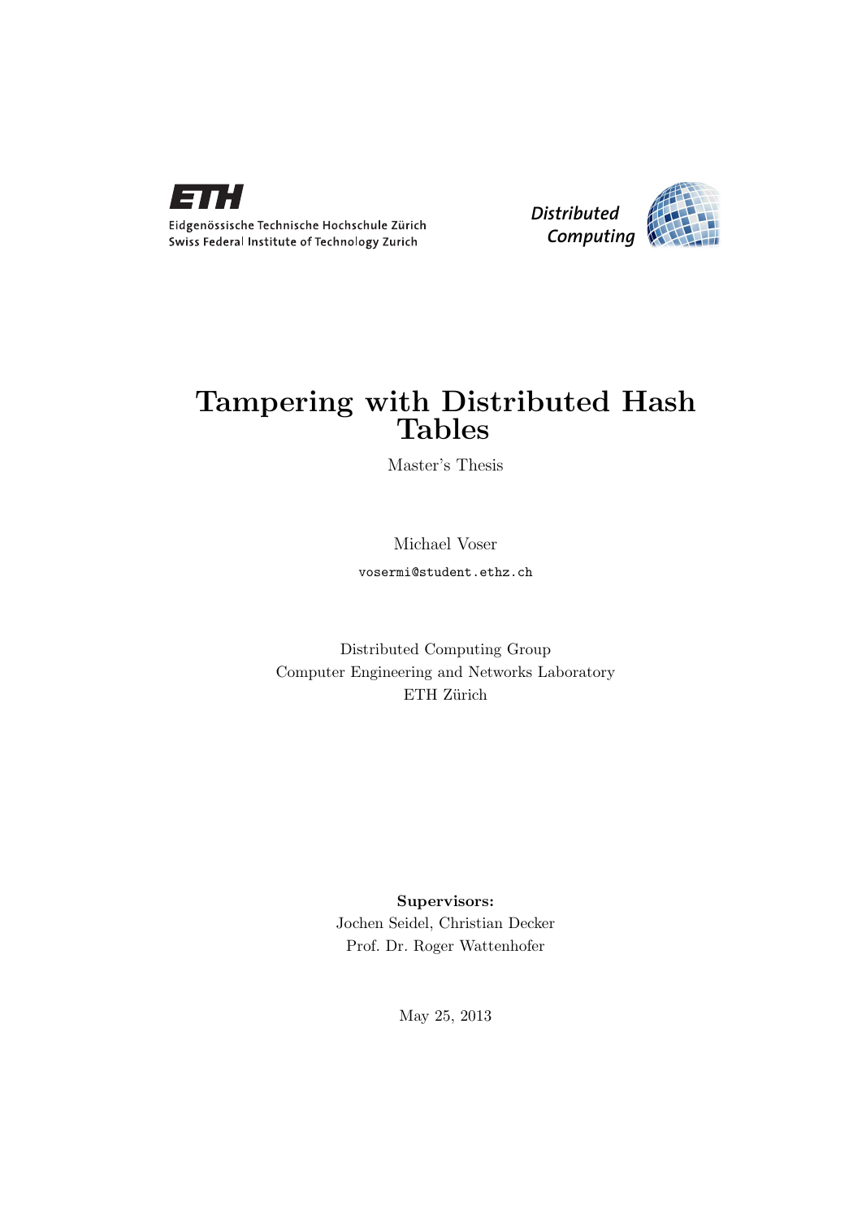Eidgenössische Technische Hochschule Zürich
Swiss Federal Institute of Technology Zurich

*Distributed Computing*

# Tampering with Distributed Hash Tables

Master's Thesis

Michael Voser

vosermi@student.ethz.ch

Distributed Computing Group
Computer Engineering and Networks Laboratory
ETH Zürich

**Supervisors:**
Jochen Seidel, Christian Decker
Prof. Dr. Roger Wattenhofer

May 25, 2013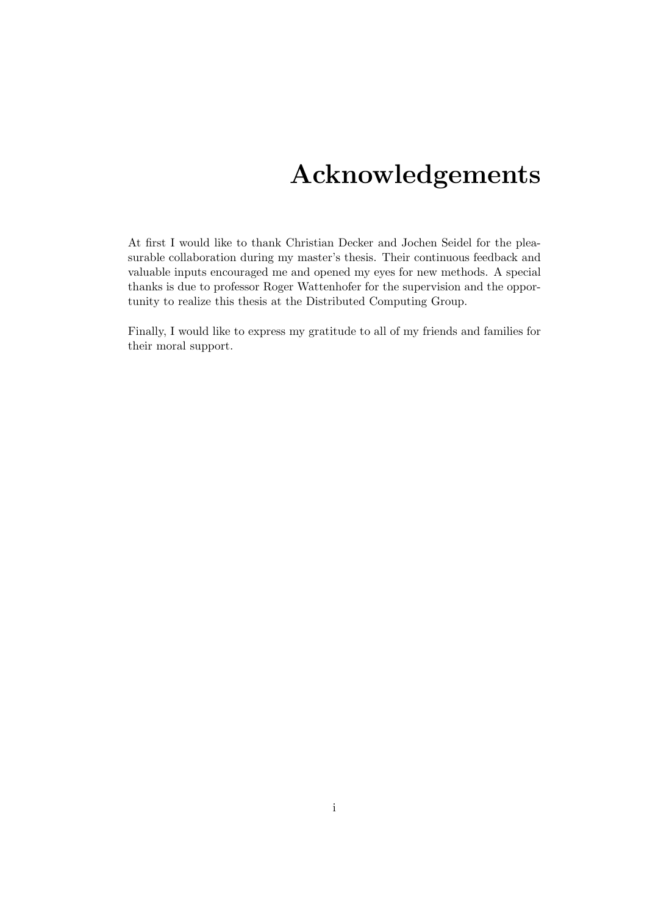# Acknowledgements

At first I would like to thank Christian Decker and Jochen Seidel for the pleasurable collaboration during my master's thesis. Their continuous feedback and valuable inputs encouraged me and opened my eyes for new methods. A special thanks is due to professor Roger Wattenhofer for the supervision and the opportunity to realize this thesis at the Distributed Computing Group.

Finally, I would like to express my gratitude to all of my friends and families for their moral support.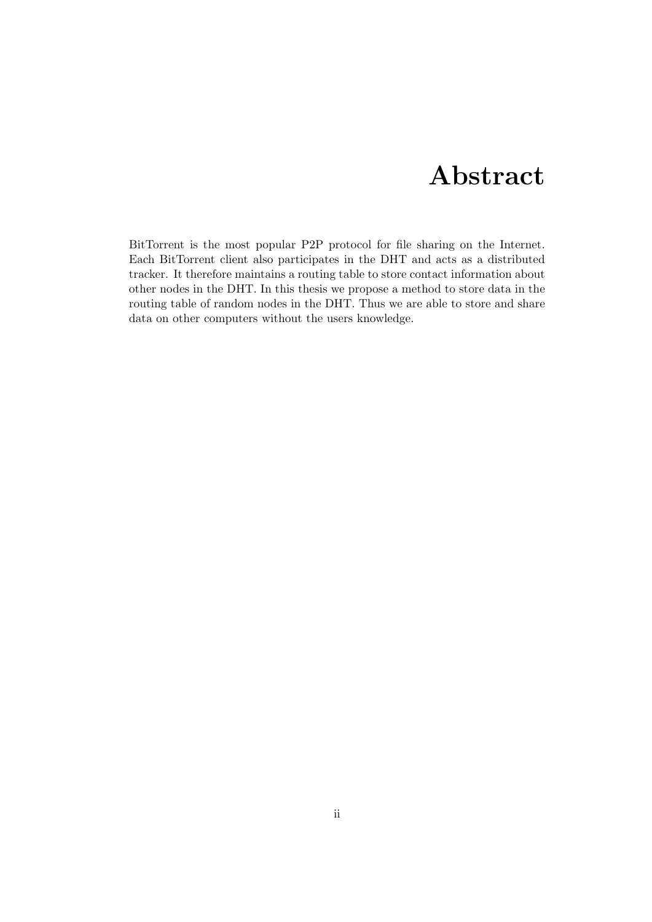# Abstract

BitTorrent is the most popular P2P protocol for file sharing on the Internet. Each BitTorrent client also participates in the DHT and acts as a distributed tracker. It therefore maintains a routing table to store contact information about other nodes in the DHT. In this thesis we propose a method to store data in the routing table of random nodes in the DHT. Thus we are able to store and share data on other computers without the users knowledge.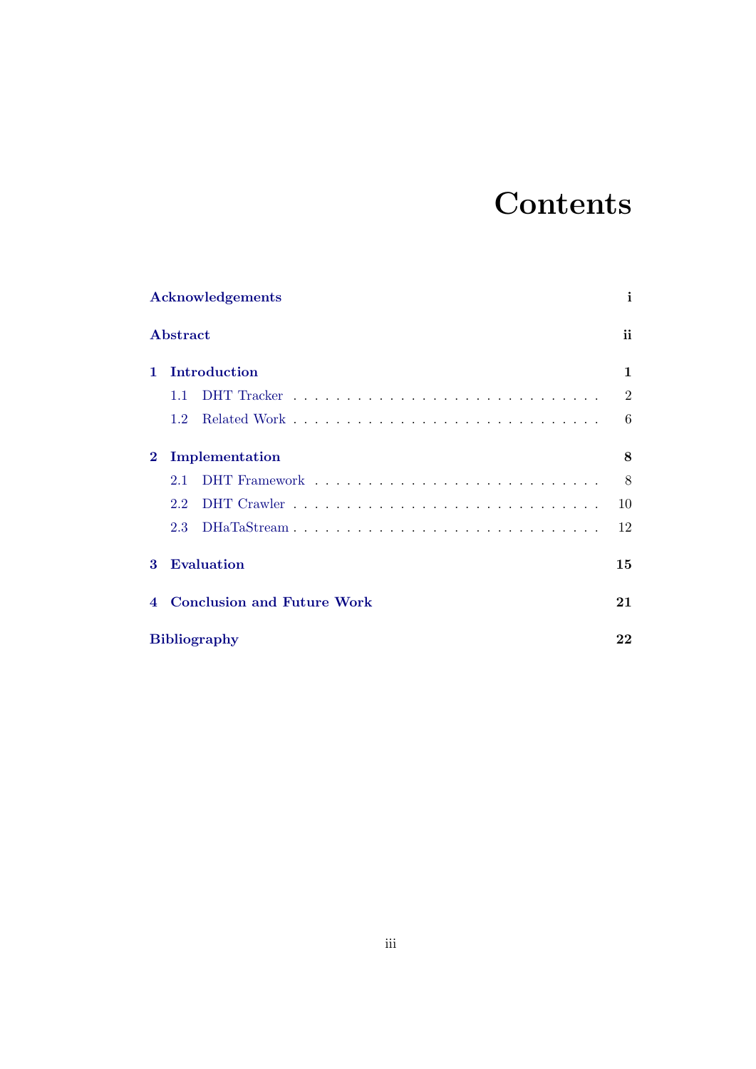# Contents

| | |
|---|---|
| **Acknowledgements** | **i** |
| **Abstract** | **ii** |
| **1 Introduction** | **1** |
| 1.1 DHT Tracker | 2 |
| 1.2 Related Work | 6 |
| **2 Implementation** | **8** |
| 2.1 DHT Framework | 8 |
| 2.2 DHT Crawler | 10 |
| 2.3 DHaTaStream | 12 |
| **3 Evaluation** | **15** |
| **4 Conclusion and Future Work** | **21** |
| **Bibliography** | **22** |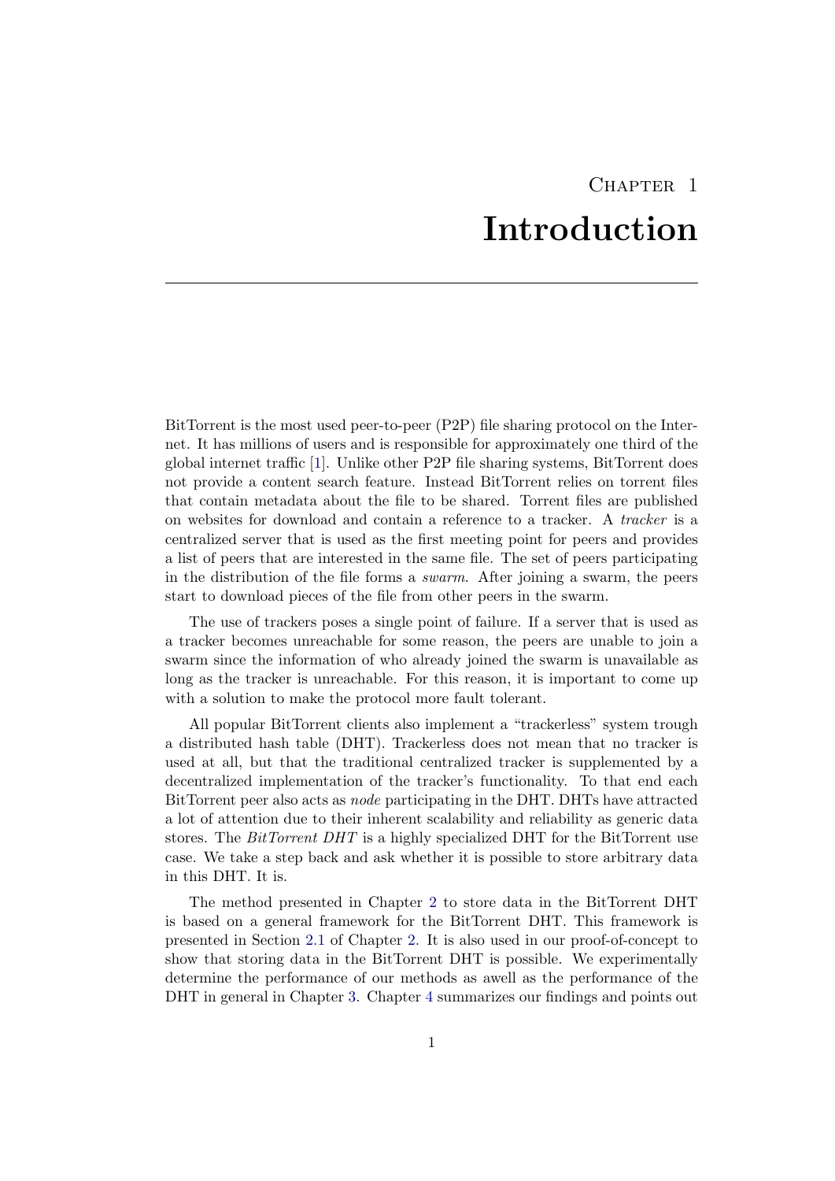# Chapter 1

# Introduction

BitTorrent is the most used peer-to-peer (P2P) file sharing protocol on the Internet. It has millions of users and is responsible for approximately one third of the global internet traffic [1]. Unlike other P2P file sharing systems, BitTorrent does not provide a content search feature. Instead BitTorrent relies on torrent files that contain metadata about the file to be shared. Torrent files are published on websites for download and contain a reference to a tracker. A *tracker* is a centralized server that is used as the first meeting point for peers and provides a list of peers that are interested in the same file. The set of peers participating in the distribution of the file forms a *swarm*. After joining a swarm, the peers start to download pieces of the file from other peers in the swarm.

The use of trackers poses a single point of failure. If a server that is used as a tracker becomes unreachable for some reason, the peers are unable to join a swarm since the information of who already joined the swarm is unavailable as long as the tracker is unreachable. For this reason, it is important to come up with a solution to make the protocol more fault tolerant.

All popular BitTorrent clients also implement a "trackerless" system trough a distributed hash table (DHT). Trackerless does not mean that no tracker is used at all, but that the traditional centralized tracker is supplemented by a decentralized implementation of the tracker's functionality. To that end each BitTorrent peer also acts as *node* participating in the DHT. DHTs have attracted a lot of attention due to their inherent scalability and reliability as generic data stores. The *BitTorrent DHT* is a highly specialized DHT for the BitTorrent use case. We take a step back and ask whether it is possible to store arbitrary data in this DHT. It is.

The method presented in Chapter 2 to store data in the BitTorrent DHT is based on a general framework for the BitTorrent DHT. This framework is presented in Section 2.1 of Chapter 2. It is also used in our proof-of-concept to show that storing data in the BitTorrent DHT is possible. We experimentally determine the performance of our methods as awell as the performance of the DHT in general in Chapter 3. Chapter 4 summarizes our findings and points out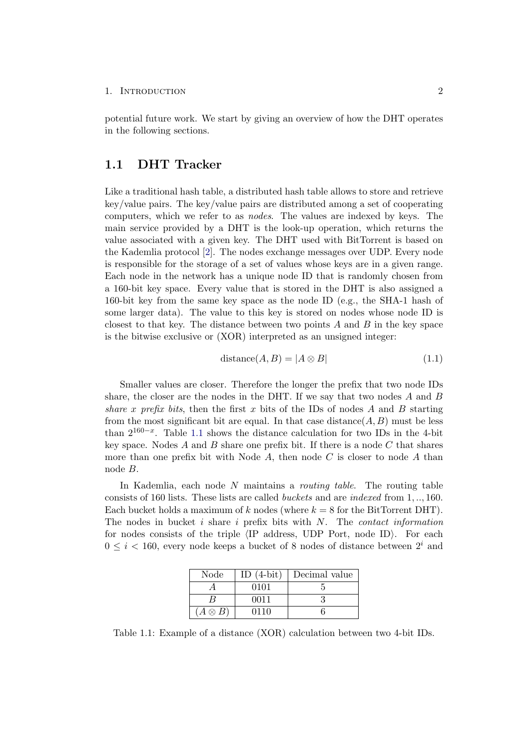potential future work. We start by giving an overview of how the DHT operates in the following sections.

## 1.1 DHT Tracker

Like a traditional hash table, a distributed hash table allows to store and retrieve key/value pairs. The key/value pairs are distributed among a set of cooperating computers, which we refer to as *nodes*. The values are indexed by keys. The main service provided by a DHT is the look-up operation, which returns the value associated with a given key. The DHT used with BitTorrent is based on the Kademlia protocol [2]. The nodes exchange messages over UDP. Every node is responsible for the storage of a set of values whose keys are in a given range. Each node in the network has a unique node ID that is randomly chosen from a 160-bit key space. Every value that is stored in the DHT is also assigned a 160-bit key from the same key space as the node ID (e.g., the SHA-1 hash of some larger data). The value to this key is stored on nodes whose node ID is closest to that key. The distance between two points $A$ and $B$ in the key space is the bitwise exclusive or (XOR) interpreted as an unsigned integer:

$$\text{distance}(A, B) = |A \otimes B| \tag{1.1}$$

Smaller values are closer. Therefore the longer the prefix that two node IDs share, the closer are the nodes in the DHT. If we say that two nodes $A$ and $B$ *share x prefix bits*, then the first $x$ bits of the IDs of nodes $A$ and $B$ starting from the most significant bit are equal. In that case $\text{distance}(A, B)$ must be less than $2^{160-x}$. Table 1.1 shows the distance calculation for two IDs in the 4-bit key space. Nodes $A$ and $B$ share one prefix bit. If there is a node $C$ that shares more than one prefix bit with Node $A$, then node $C$ is closer to node $A$ than node $B$.

In Kademlia, each node $N$ maintains a *routing table*. The routing table consists of 160 lists. These lists are called *buckets* and are *indexed* from $1, .., 160$. Each bucket holds a maximum of $k$ nodes (where $k = 8$ for the BitTorrent DHT). The nodes in bucket $i$ share $i$ prefix bits with $N$. The *contact information* for nodes consists of the triple ⟨IP address, UDP Port, node ID⟩. For each $0 \leq i < 160$, every node keeps a bucket of 8 nodes of distance between $2^i$ and

| Node | ID (4-bit) | Decimal value |
|---|---|---|
| $A$ | 0101 | 5 |
| $B$ | 0011 | 3 |
| $(A \otimes B)$ | 0110 | 6 |

Table 1.1: Example of a distance (XOR) calculation between two 4-bit IDs.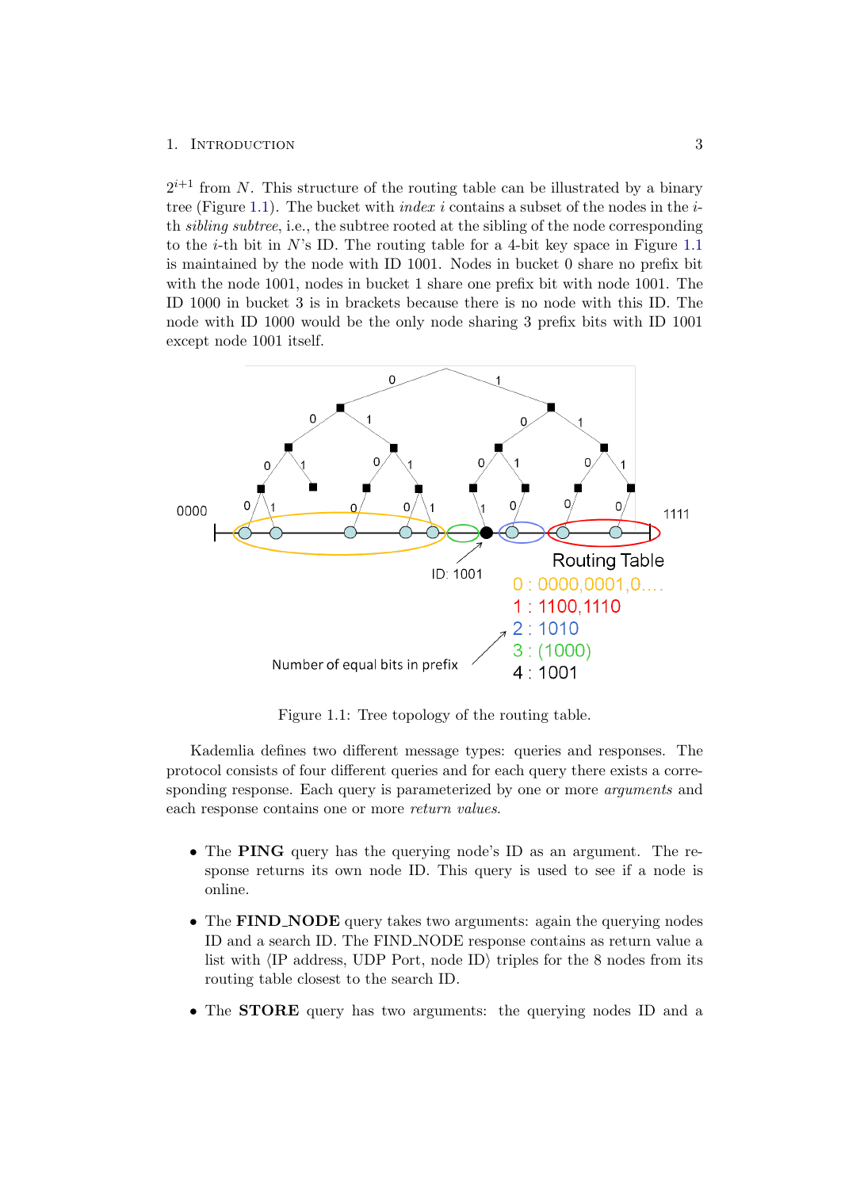$2^{i+1}$ from $N$. This structure of the routing table can be illustrated by a binary tree (Figure 1.1). The bucket with *index* $i$ contains a subset of the nodes in the $i$-th *sibling subtree*, i.e., the subtree rooted at the sibling of the node corresponding to the $i$-th bit in $N$'s ID. The routing table for a 4-bit key space in Figure 1.1 is maintained by the node with ID 1001. Nodes in bucket 0 share no prefix bit with the node 1001, nodes in bucket 1 share one prefix bit with node 1001. The ID 1000 in bucket 3 is in brackets because there is no node with this ID. The node with ID 1000 would be the only node sharing 3 prefix bits with ID 1001 except node 1001 itself.

Figure 1.1: Tree topology of the routing table.

Kademlia defines two different message types: queries and responses. The protocol consists of four different queries and for each query there exists a corresponding response. Each query is parameterized by one or more *arguments* and each response contains one or more *return values*.

- The **PING** query has the querying node's ID as an argument. The response returns its own node ID. This query is used to see if a node is online.
- The **FIND_NODE** query takes two arguments: again the querying nodes ID and a search ID. The FIND_NODE response contains as return value a list with ⟨IP address, UDP Port, node ID⟩ triples for the 8 nodes from its routing table closest to the search ID.
- The **STORE** query has two arguments: the querying nodes ID and a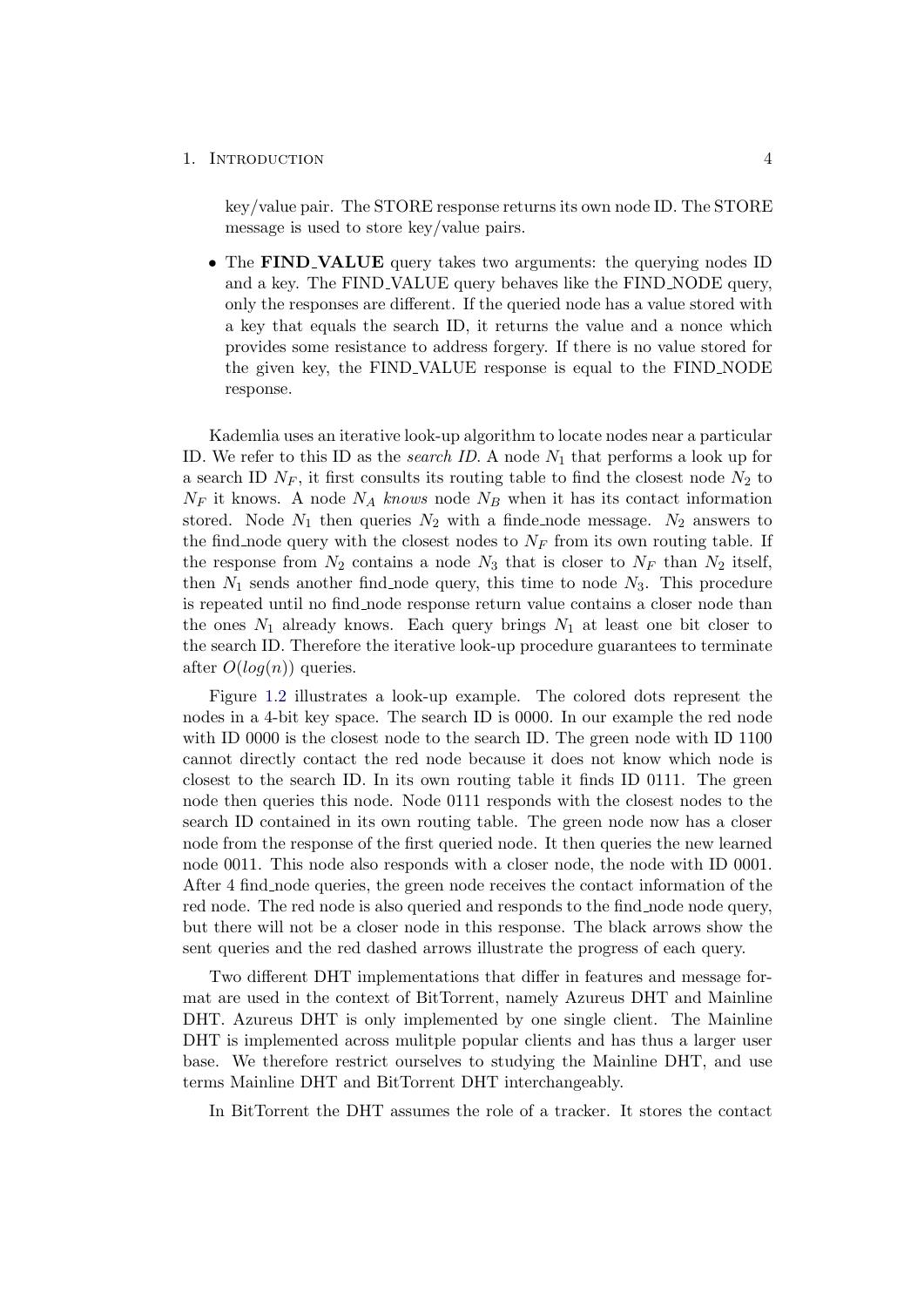key/value pair. The STORE response returns its own node ID. The STORE message is used to store key/value pairs.

- The **FIND_VALUE** query takes two arguments: the querying nodes ID and a key. The FIND_VALUE query behaves like the FIND_NODE query, only the responses are different. If the queried node has a value stored with a key that equals the search ID, it returns the value and a nonce which provides some resistance to address forgery. If there is no value stored for the given key, the FIND_VALUE response is equal to the FIND_NODE response.

Kademlia uses an iterative look-up algorithm to locate nodes near a particular ID. We refer to this ID as the *search ID*. A node $N_1$ that performs a look up for a search ID $N_F$, it first consults its routing table to find the closest node $N_2$ to $N_F$ it knows. A node $N_A$ *knows* node $N_B$ when it has its contact information stored. Node $N_1$ then queries $N_2$ with a finde_node message. $N_2$ answers to the find_node query with the closest nodes to $N_F$ from its own routing table. If the response from $N_2$ contains a node $N_3$ that is closer to $N_F$ than $N_2$ itself, then $N_1$ sends another find_node query, this time to node $N_3$. This procedure is repeated until no find_node response return value contains a closer node than the ones $N_1$ already knows. Each query brings $N_1$ at least one bit closer to the search ID. Therefore the iterative look-up procedure guarantees to terminate after $O(log(n))$ queries.

Figure 1.2 illustrates a look-up example. The colored dots represent the nodes in a 4-bit key space. The search ID is 0000. In our example the red node with ID 0000 is the closest node to the search ID. The green node with ID 1100 cannot directly contact the red node because it does not know which node is closest to the search ID. In its own routing table it finds ID 0111. The green node then queries this node. Node 0111 responds with the closest nodes to the search ID contained in its own routing table. The green node now has a closer node from the response of the first queried node. It then queries the new learned node 0011. This node also responds with a closer node, the node with ID 0001. After 4 find_node queries, the green node receives the contact information of the red node. The red node is also queried and responds to the find_node node query, but there will not be a closer node in this response. The black arrows show the sent queries and the red dashed arrows illustrate the progress of each query.

Two different DHT implementations that differ in features and message format are used in the context of BitTorrent, namely Azureus DHT and Mainline DHT. Azureus DHT is only implemented by one single client. The Mainline DHT is implemented across mulitple popular clients and has thus a larger user base. We therefore restrict ourselves to studying the Mainline DHT, and use terms Mainline DHT and BitTorrent DHT interchangeably.

In BitTorrent the DHT assumes the role of a tracker. It stores the contact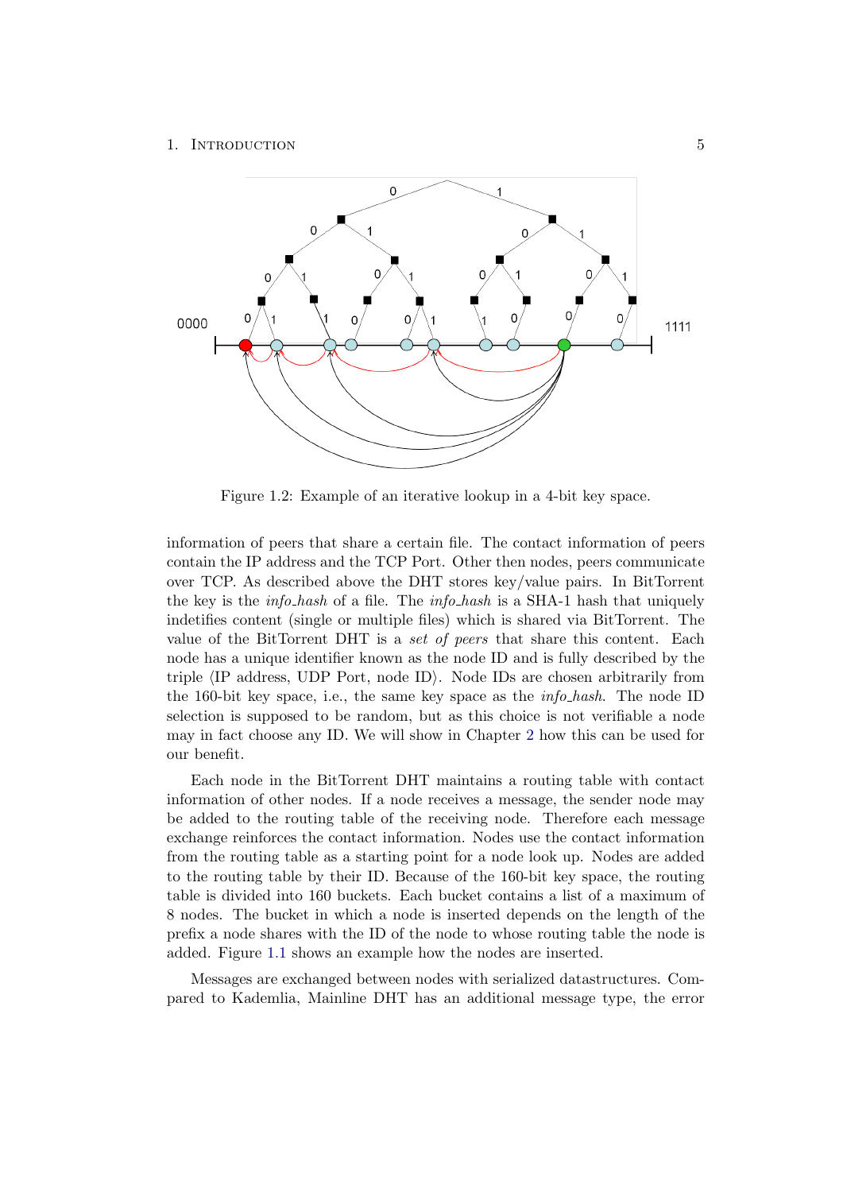Figure 1.2: Example of an iterative lookup in a 4-bit key space.

information of peers that share a certain file. The contact information of peers contain the IP address and the TCP Port. Other then nodes, peers communicate over TCP. As described above the DHT stores key/value pairs. In BitTorrent the key is the *info_hash* of a file. The *info_hash* is a SHA-1 hash that uniquely indetifies content (single or multiple files) which is shared via BitTorrent. The value of the BitTorrent DHT is a *set of peers* that share this content. Each node has a unique identifier known as the node ID and is fully described by the triple ⟨IP address, UDP Port, node ID⟩. Node IDs are chosen arbitrarily from the 160-bit key space, i.e., the same key space as the *info_hash*. The node ID selection is supposed to be random, but as this choice is not verifiable a node may in fact choose any ID. We will show in Chapter 2 how this can be used for our benefit.

Each node in the BitTorrent DHT maintains a routing table with contact information of other nodes. If a node receives a message, the sender node may be added to the routing table of the receiving node. Therefore each message exchange reinforces the contact information. Nodes use the contact information from the routing table as a starting point for a node look up. Nodes are added to the routing table by their ID. Because of the 160-bit key space, the routing table is divided into 160 buckets. Each bucket contains a list of a maximum of 8 nodes. The bucket in which a node is inserted depends on the length of the prefix a node shares with the ID of the node to whose routing table the node is added. Figure 1.1 shows an example how the nodes are inserted.

Messages are exchanged between nodes with serialized datastructures. Compared to Kademlia, Mainline DHT has an additional message type, the error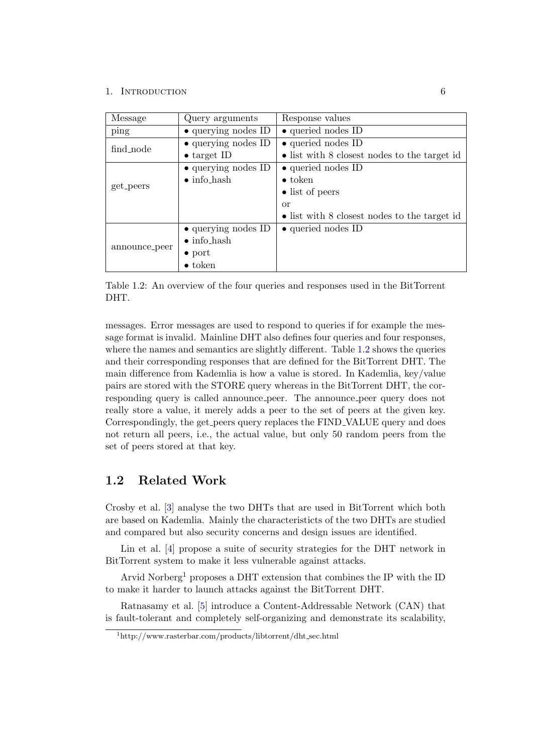| Message | Query arguments | Response values |
| --- | --- | --- |
| ping | • querying nodes ID | • queried nodes ID |
| find_node | • querying nodes ID<br>• target ID | • queried nodes ID<br>• list with 8 closest nodes to the target id |
| get_peers | • querying nodes ID<br>• info_hash | • queried nodes ID<br>• token<br>• list of peers<br>or<br>• list with 8 closest nodes to the target id |
| announce_peer | • querying nodes ID<br>• info_hash<br>• port<br>• token | • queried nodes ID |

Table 1.2: An overview of the four queries and responses used in the BitTorrent DHT.

messages. Error messages are used to respond to queries if for example the message format is invalid. Mainline DHT also defines four queries and four responses, where the names and semantics are slightly different. Table 1.2 shows the queries and their corresponding responses that are defined for the BitTorrent DHT. The main difference from Kademlia is how a value is stored. In Kademlia, key/value pairs are stored with the STORE query whereas in the BitTorrent DHT, the corresponding query is called announce_peer. The announce_peer query does not really store a value, it merely adds a peer to the set of peers at the given key. Correspondingly, the get_peers query replaces the FIND_VALUE query and does not return all peers, i.e., the actual value, but only 50 random peers from the set of peers stored at that key.

## 1.2 Related Work

Crosby et al. [3] analyse the two DHTs that are used in BitTorrent which both are based on Kademlia. Mainly the characteristicts of the two DHTs are studied and compared but also security concerns and design issues are identified.

Lin et al. [4] propose a suite of security strategies for the DHT network in BitTorrent system to make it less vulnerable against attacks.

Arvid Norberg[1] proposes a DHT extension that combines the IP with the ID to make it harder to launch attacks against the BitTorrent DHT.

Ratnasamy et al. [5] introduce a Content-Addressable Network (CAN) that is fault-tolerant and completely self-organizing and demonstrate its scalability,

[1] http://www.rasterbar.com/products/libtorrent/dht_sec.html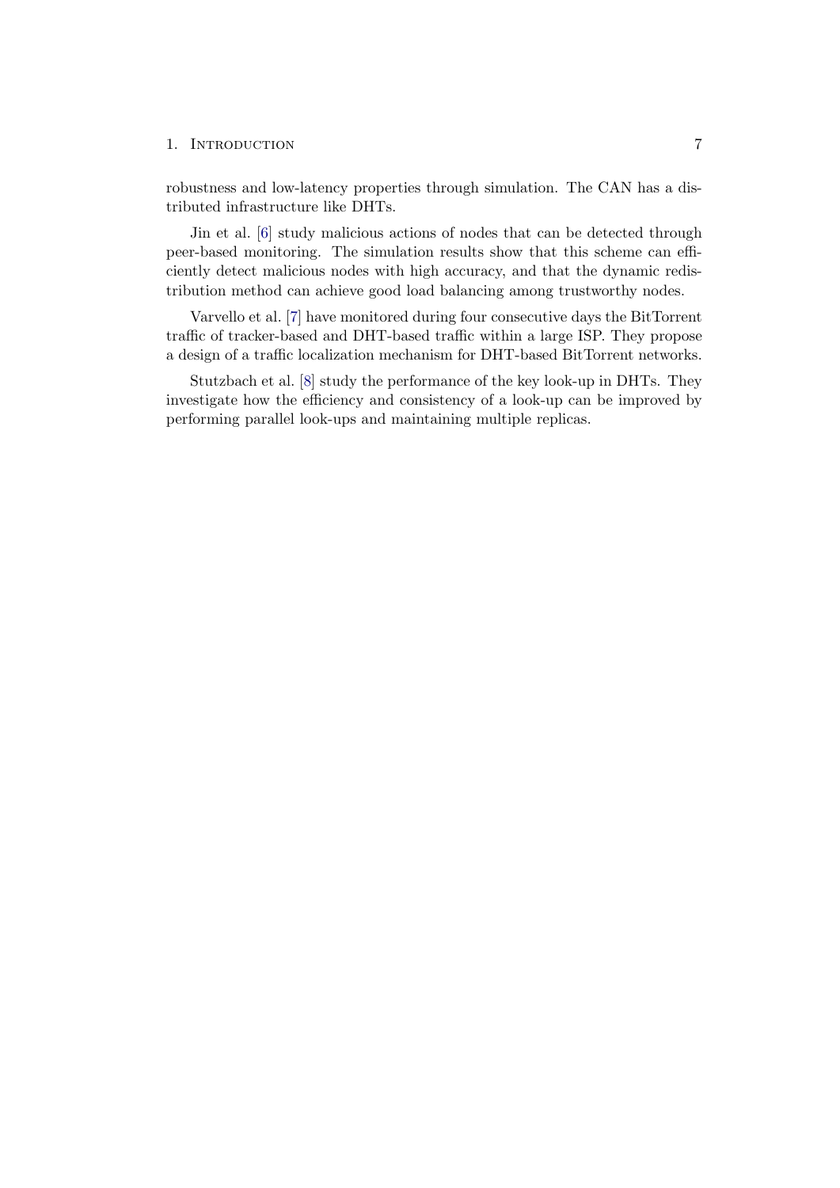robustness and low-latency properties through simulation. The CAN has a distributed infrastructure like DHTs.

Jin et al. [6] study malicious actions of nodes that can be detected through peer-based monitoring. The simulation results show that this scheme can efficiently detect malicious nodes with high accuracy, and that the dynamic redistribution method can achieve good load balancing among trustworthy nodes.

Varvello et al. [7] have monitored during four consecutive days the BitTorrent traffic of tracker-based and DHT-based traffic within a large ISP. They propose a design of a traffic localization mechanism for DHT-based BitTorrent networks.

Stutzbach et al. [8] study the performance of the key look-up in DHTs. They investigate how the efficiency and consistency of a look-up can be improved by performing parallel look-ups and maintaining multiple replicas.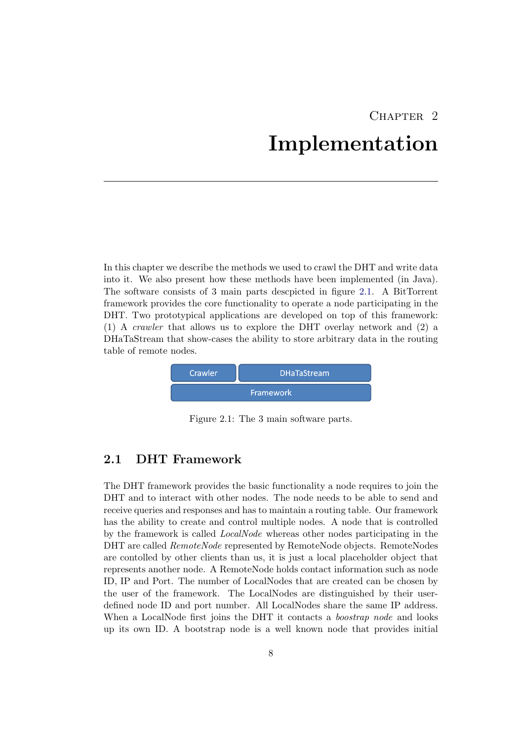# Chapter 2
# Implementation

In this chapter we describe the methods we used to crawl the DHT and write data into it. We also present how these methods have been implemented (in Java). The software consists of 3 main parts descpicted in figure 2.1. A BitTorrent framework provides the core functionality to operate a node participating in the DHT. Two prototypical applications are developed on top of this framework: (1) A *crawler* that allows us to explore the DHT overlay network and (2) a DHaTaStream that show-cases the ability to store arbitrary data in the routing table of remote nodes.

| Crawler | DHaTaStream |
| --- | --- |
| Framework | |

Figure 2.1: The 3 main software parts.

## 2.1 DHT Framework

The DHT framework provides the basic functionality a node requires to join the DHT and to interact with other nodes. The node needs to be able to send and receive queries and responses and has to maintain a routing table. Our framework has the ability to create and control multiple nodes. A node that is controlled by the framework is called *LocalNode* whereas other nodes participating in the DHT are called *RemoteNode* represented by RemoteNode objects. RemoteNodes are contolled by other clients than us, it is just a local placeholder object that represents another node. A RemoteNode holds contact information such as node ID, IP and Port. The number of LocalNodes that are created can be chosen by the user of the framework. The LocalNodes are distinguished by their user-defined node ID and port number. All LocalNodes share the same IP address. When a LocalNode first joins the DHT it contacts a *boostrap node* and looks up its own ID. A bootstrap node is a well known node that provides initial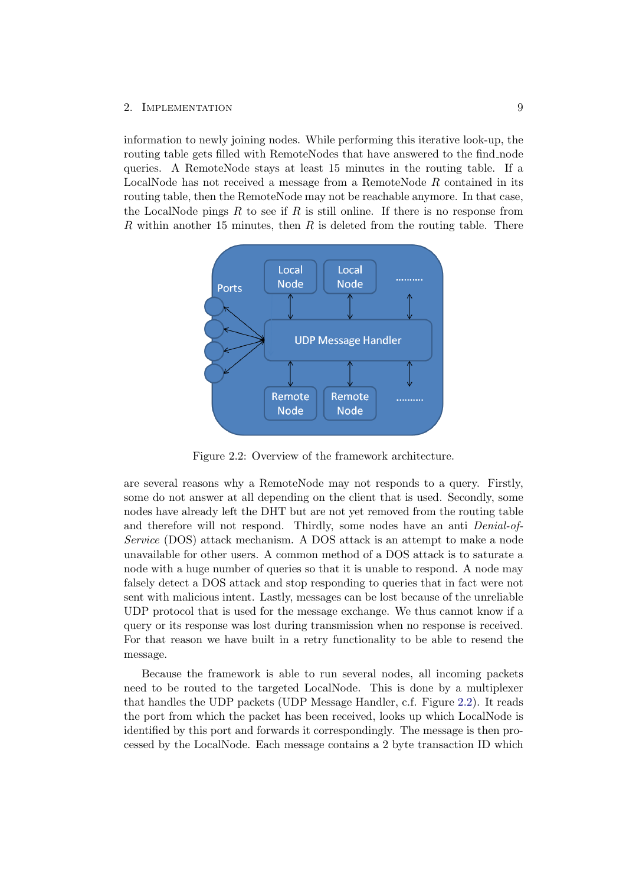information to newly joining nodes. While performing this iterative look-up, the routing table gets filled with RemoteNodes that have answered to the find_node queries. A RemoteNode stays at least 15 minutes in the routing table. If a LocalNode has not received a message from a RemoteNode $R$ contained in its routing table, then the RemoteNode may not be reachable anymore. In that case, the LocalNode pings $R$ to see if $R$ is still online. If there is no response from $R$ within another 15 minutes, then $R$ is deleted from the routing table. There

Figure 2.2: Overview of the framework architecture.

are several reasons why a RemoteNode may not responds to a query. Firstly, some do not answer at all depending on the client that is used. Secondly, some nodes have already left the DHT but are not yet removed from the routing table and therefore will not respond. Thirdly, some nodes have an anti *Denial-of-Service* (DOS) attack mechanism. A DOS attack is an attempt to make a node unavailable for other users. A common method of a DOS attack is to saturate a node with a huge number of queries so that it is unable to respond. A node may falsely detect a DOS attack and stop responding to queries that in fact were not sent with malicious intent. Lastly, messages can be lost because of the unreliable UDP protocol that is used for the message exchange. We thus cannot know if a query or its response was lost during transmission when no response is received. For that reason we have built in a retry functionality to be able to resend the message.

Because the framework is able to run several nodes, all incoming packets need to be routed to the targeted LocalNode. This is done by a multiplexer that handles the UDP packets (UDP Message Handler, c.f. Figure 2.2). It reads the port from which the packet has been received, looks up which LocalNode is identified by this port and forwards it correspondingly. The message is then processed by the LocalNode. Each message contains a 2 byte transaction ID which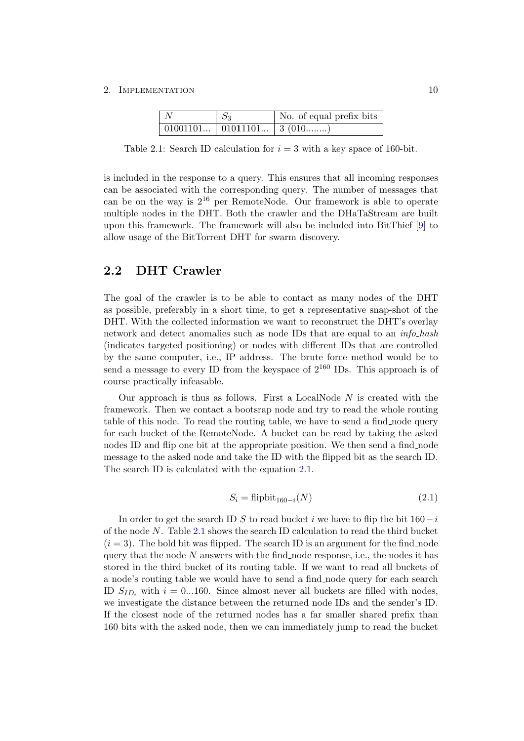| $N$ | $S_3$ | No. of equal prefix bits |
|---|---|---|
| 01001101... | 010**1**1101... | 3 (010........) |

Table 2.1: Search ID calculation for $i = 3$ with a key space of 160-bit.

is included in the response to a query. This ensures that all incoming responses can be associated with the corresponding query. The number of messages that can be on the way is $2^{16}$ per RemoteNode. Our framework is able to operate multiple nodes in the DHT. Both the crawler and the DHaTaStream are built upon this framework. The framework will also be included into BitThief [9] to allow usage of the BitTorrent DHT for swarm discovery.

## 2.2 DHT Crawler

The goal of the crawler is to be able to contact as many nodes of the DHT as possible, preferably in a short time, to get a representative snap-shot of the DHT. With the collected information we want to reconstruct the DHT's overlay network and detect anomalies such as node IDs that are equal to an *info_hash* (indicates targeted positioning) or nodes with different IDs that are controlled by the same computer, i.e., IP address. The brute force method would be to send a message to every ID from the keyspace of $2^{160}$ IDs. This approach is of course practically infeasable.

Our approach is thus as follows. First a LocalNode $N$ is created with the framework. Then we contact a bootsrap node and try to read the whole routing table of this node. To read the routing table, we have to send a find_node query for each bucket of the RemoteNode. A bucket can be read by taking the asked nodes ID and flip one bit at the appropriate position. We then send a find_node message to the asked node and take the ID with the flipped bit as the search ID. The search ID is calculated with the equation 2.1.

$$S_i = \text{flipbit}_{160-i}(N) \tag{2.1}$$

In order to get the search ID $S$ to read bucket $i$ we have to flip the bit $160-i$ of the node $N$. Table 2.1 shows the search ID calculation to read the third bucket ($i = 3$). The bold bit was flipped. The search ID is an argument for the find_node query that the node $N$ answers with the find_node response, i.e., the nodes it has stored in the third bucket of its routing table. If we want to read all buckets of a node's routing table we would have to send a find_node query for each search ID $S_{ID_i}$ with $i = 0...160$. Since almost never all buckets are filled with nodes, we investigate the distance between the returned node IDs and the sender's ID. If the closest node of the returned nodes has a far smaller shared prefix than 160 bits with the asked node, then we can immediately jump to read the bucket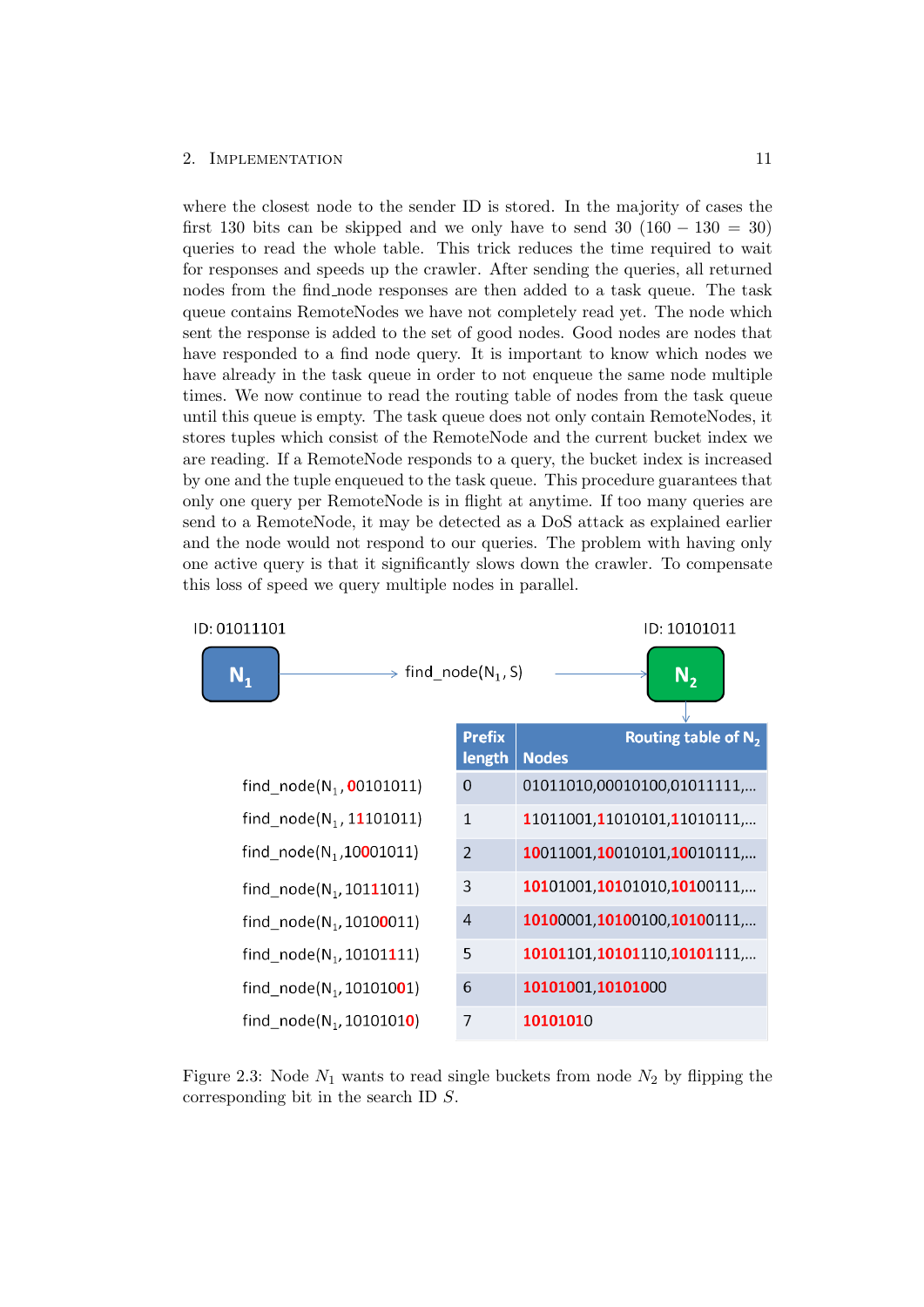where the closest node to the sender ID is stored. In the majority of cases the first 130 bits can be skipped and we only have to send 30 ($160 - 130 = 30$) queries to read the whole table. This trick reduces the time required to wait for responses and speeds up the crawler. After sending the queries, all returned nodes from the find_node responses are then added to a task queue. The task queue contains RemoteNodes we have not completely read yet. The node which sent the response is added to the set of good nodes. Good nodes are nodes that have responded to a find node query. It is important to know which nodes we have already in the task queue in order to not enqueue the same node multiple times. We now continue to read the routing table of nodes from the task queue until this queue is empty. The task queue does not only contain RemoteNodes, it stores tuples which consist of the RemoteNode and the current bucket index we are reading. If a RemoteNode responds to a query, the bucket index is increased by one and the tuple enqueued to the task queue. This procedure guarantees that only one query per RemoteNode is in flight at anytime. If too many queries are send to a RemoteNode, it may be detected as a DoS attack as explained earlier and the node would not respond to our queries. The problem with having only one active query is that it significantly slows down the crawler. To compensate this loss of speed we query multiple nodes in parallel.

ID: 01011101 — $N_1$ → find_node($N_1$, S) → $N_2$ — ID: 10101011

| Query | Prefix length | Routing table of $N_2$ — Nodes |
|---|---|---|
| find_node($N_1$, 00101011) | 0 | 01011010,00010100,01011111,... |
| find_node($N_1$, 11101011) | 1 | 11011001,11010101,11010111,... |
| find_node($N_1$, 10001011) | 2 | 10011001,10010101,10010111,... |
| find_node($N_1$, 10111011) | 3 | 10101001,10101010,10100111,... |
| find_node($N_1$, 10100011) | 4 | 10100001,10100100,10100111,... |
| find_node($N_1$, 10101111) | 5 | 10101101,10101110,10101111,... |
| find_node($N_1$, 10101001) | 6 | 10101001,10101000 |
| find_node($N_1$, 10101010) | 7 | 10101010 |

Figure 2.3: Node $N_1$ wants to read single buckets from node $N_2$ by flipping the corresponding bit in the search ID $S$.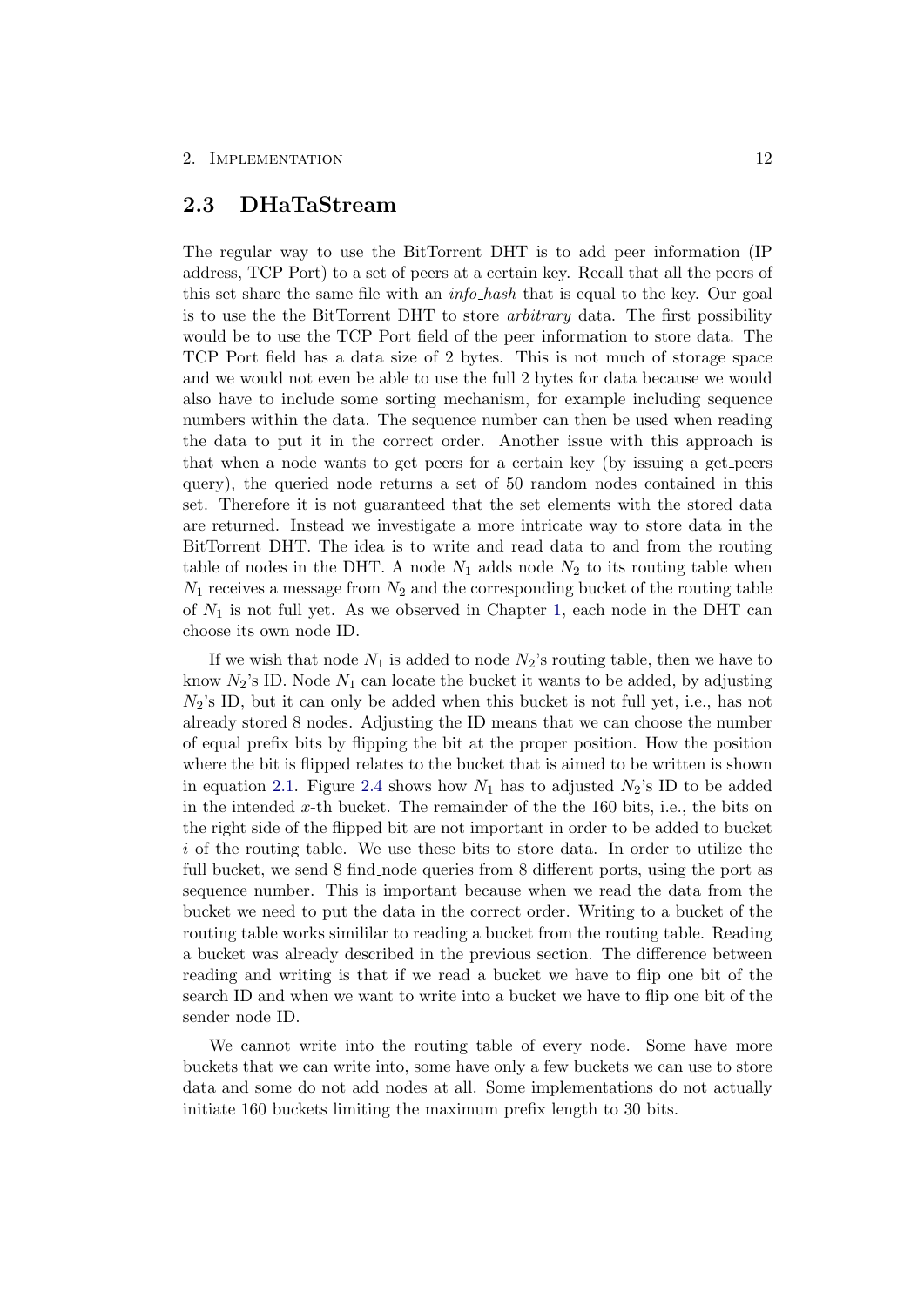## 2.3 DHaTaStream

The regular way to use the BitTorrent DHT is to add peer information (IP address, TCP Port) to a set of peers at a certain key. Recall that all the peers of this set share the same file with an *info_hash* that is equal to the key. Our goal is to use the the BitTorrent DHT to store *arbitrary* data. The first possibility would be to use the TCP Port field of the peer information to store data. The TCP Port field has a data size of 2 bytes. This is not much of storage space and we would not even be able to use the full 2 bytes for data because we would also have to include some sorting mechanism, for example including sequence numbers within the data. The sequence number can then be used when reading the data to put it in the correct order. Another issue with this approach is that when a node wants to get peers for a certain key (by issuing a get_peers query), the queried node returns a set of 50 random nodes contained in this set. Therefore it is not guaranteed that the set elements with the stored data are returned. Instead we investigate a more intricate way to store data in the BitTorrent DHT. The idea is to write and read data to and from the routing table of nodes in the DHT. A node $N_1$ adds node $N_2$ to its routing table when $N_1$ receives a message from $N_2$ and the corresponding bucket of the routing table of $N_1$ is not full yet. As we observed in Chapter 1, each node in the DHT can choose its own node ID.

If we wish that node $N_1$ is added to node $N_2$'s routing table, then we have to know $N_2$'s ID. Node $N_1$ can locate the bucket it wants to be added, by adjusting $N_2$'s ID, but it can only be added when this bucket is not full yet, i.e., has not already stored 8 nodes. Adjusting the ID means that we can choose the number of equal prefix bits by flipping the bit at the proper position. How the position where the bit is flipped relates to the bucket that is aimed to be written is shown in equation 2.1. Figure 2.4 shows how $N_1$ has to adjusted $N_2$'s ID to be added in the intended $x$-th bucket. The remainder of the the 160 bits, i.e., the bits on the right side of the flipped bit are not important in order to be added to bucket $i$ of the routing table. We use these bits to store data. In order to utilize the full bucket, we send 8 find_node queries from 8 different ports, using the port as sequence number. This is important because when we read the data from the bucket we need to put the data in the correct order. Writing to a bucket of the routing table works simililar to reading a bucket from the routing table. Reading a bucket was already described in the previous section. The difference between reading and writing is that if we read a bucket we have to flip one bit of the search ID and when we want to write into a bucket we have to flip one bit of the sender node ID.

We cannot write into the routing table of every node. Some have more buckets that we can write into, some have only a few buckets we can use to store data and some do not add nodes at all. Some implementations do not actually initiate 160 buckets limiting the maximum prefix length to 30 bits.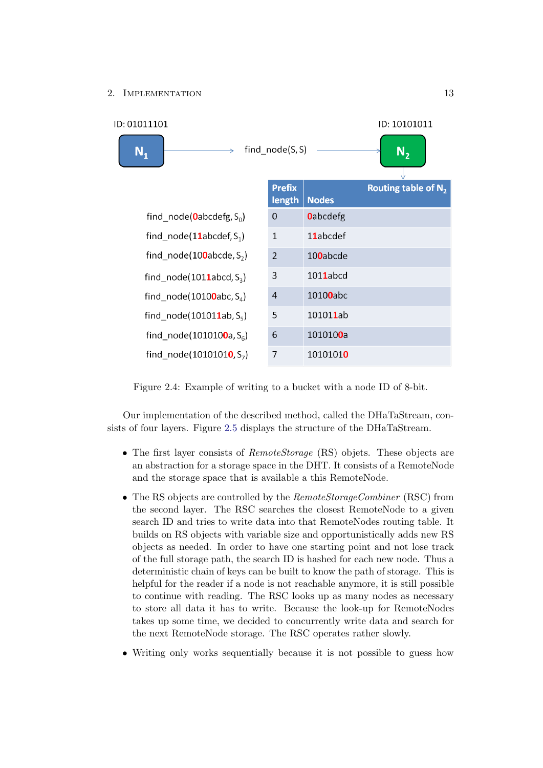ID: 01011101 ID: 10101011

$N_1$ → find_node(S, S) → $N_2$

| Prefix length | Nodes (Routing table of $N_2$) |
|---|---|
| 0 | 0abcdefg |
| 1 | 11abcdef |
| 2 | 100abcde |
| 3 | 1011abcd |
| 4 | 10100abc |
| 5 | 101011ab |
| 6 | 1010100a |
| 7 | 10101010 |

find_node(0abcdefg, $S_0$)
find_node(11abcdef, $S_1$)
find_node(100abcde, $S_2$)
find_node(1011abcd, $S_3$)
find_node(10100abc, $S_4$)
find_node(101011ab, $S_5$)
find_node(1010100a, $S_6$)
find_node(10101010, $S_7$)

Figure 2.4: Example of writing to a bucket with a node ID of 8-bit.

Our implementation of the described method, called the DHaTaStream, consists of four layers. Figure 2.5 displays the structure of the DHaTaStream.

- The first layer consists of *RemoteStorage* (RS) objets. These objects are an abstraction for a storage space in the DHT. It consists of a RemoteNode and the storage space that is available a this RemoteNode.
- The RS objects are controlled by the *RemoteStorageCombiner* (RSC) from the second layer. The RSC searches the closest RemoteNode to a given search ID and tries to write data into that RemoteNodes routing table. It builds on RS objects with variable size and opportunistically adds new RS objects as needed. In order to have one starting point and not lose track of the full storage path, the search ID is hashed for each new node. Thus a deterministic chain of keys can be built to know the path of storage. This is helpful for the reader if a node is not reachable anymore, it is still possible to continue with reading. The RSC looks up as many nodes as necessary to store all data it has to write. Because the look-up for RemoteNodes takes up some time, we decided to concurrently write data and search for the next RemoteNode storage. The RSC operates rather slowly.
- Writing only works sequentially because it is not possible to guess how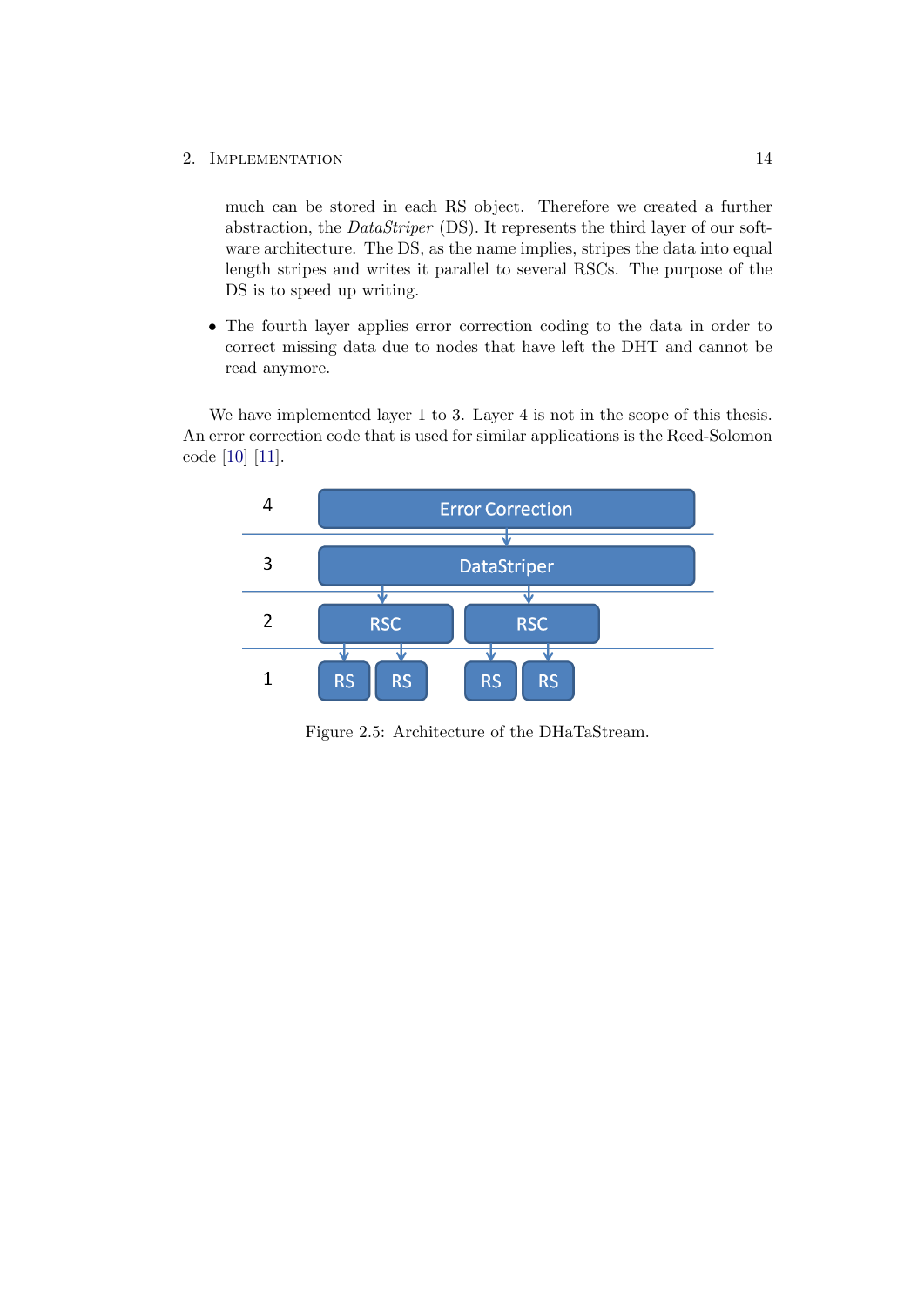much can be stored in each RS object. Therefore we created a further abstraction, the *DataStriper* (DS). It represents the third layer of our software architecture. The DS, as the name implies, stripes the data into equal length stripes and writes it parallel to several RSCs. The purpose of the DS is to speed up writing.

- The fourth layer applies error correction coding to the data in order to correct missing data due to nodes that have left the DHT and cannot be read anymore.

We have implemented layer 1 to 3. Layer 4 is not in the scope of this thesis. An error correction code that is used for similar applications is the Reed-Solomon code [10] [11].

Figure 2.5: Architecture of the DHaTaStream.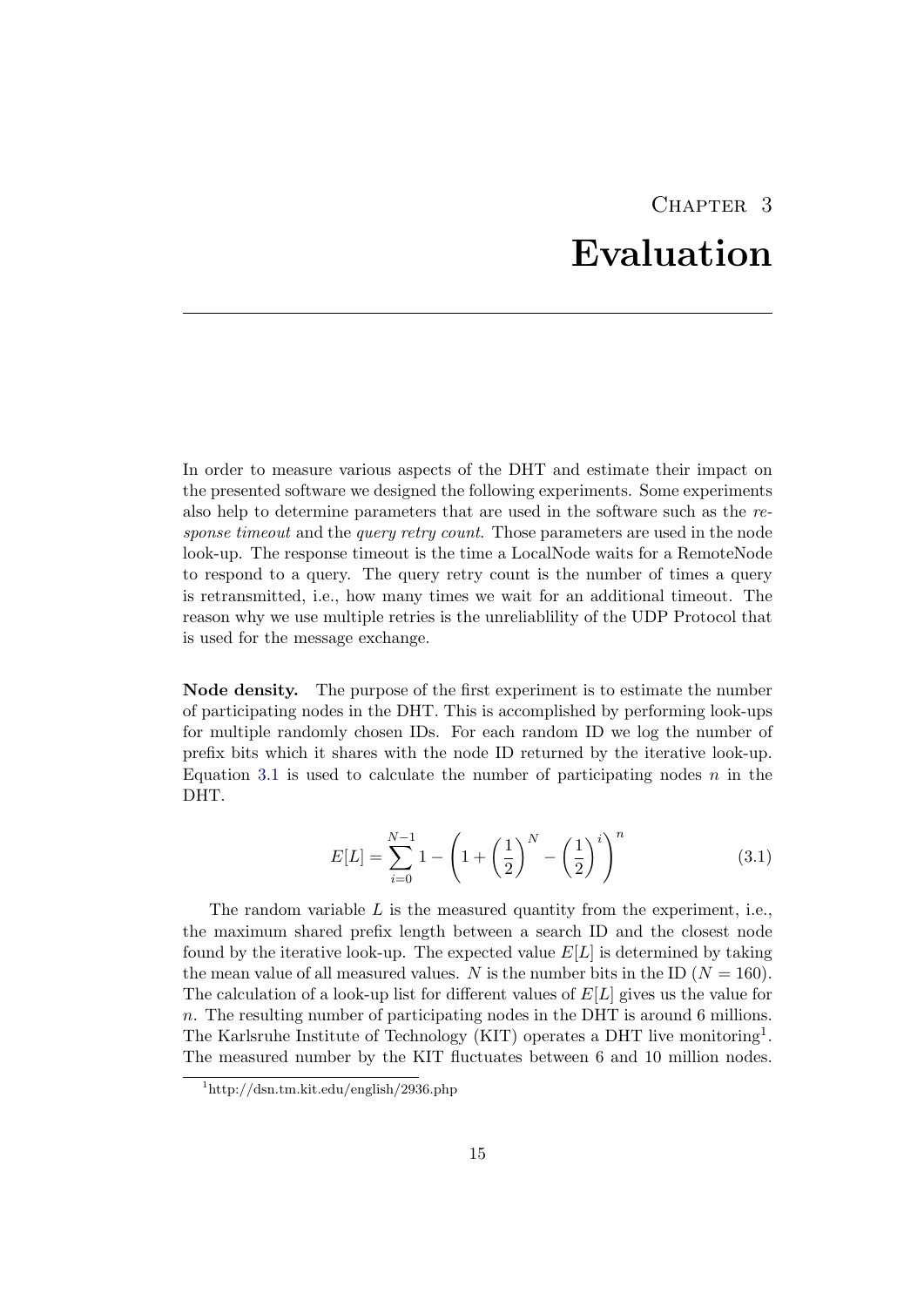# Chapter 3

# Evaluation

In order to measure various aspects of the DHT and estimate their impact on the presented software we designed the following experiments. Some experiments also help to determine parameters that are used in the software such as the *response timeout* and the *query retry count*. Those parameters are used in the node look-up. The response timeout is the time a LocalNode waits for a RemoteNode to respond to a query. The query retry count is the number of times a query is retransmitted, i.e., how many times we wait for an additional timeout. The reason why we use multiple retries is the unreliablility of the UDP Protocol that is used for the message exchange.

**Node density.** The purpose of the first experiment is to estimate the number of participating nodes in the DHT. This is accomplished by performing look-ups for multiple randomly chosen IDs. For each random ID we log the number of prefix bits which it shares with the node ID returned by the iterative look-up. Equation 3.1 is used to calculate the number of participating nodes $n$ in the DHT.

$$E[L] = \sum_{i=0}^{N-1} 1 - \left(1 + \left(\frac{1}{2}\right)^N - \left(\frac{1}{2}\right)^i\right)^n \tag{3.1}$$

The random variable $L$ is the measured quantity from the experiment, i.e., the maximum shared prefix length between a search ID and the closest node found by the iterative look-up. The expected value $E[L]$ is determined by taking the mean value of all measured values. $N$ is the number bits in the ID ($N = 160$). The calculation of a look-up list for different values of $E[L]$ gives us the value for $n$. The resulting number of participating nodes in the DHT is around 6 millions. The Karlsruhe Institute of Technology (KIT) operates a DHT live monitoring[1]. The measured number by the KIT fluctuates between 6 and 10 million nodes.

[1] http://dsn.tm.kit.edu/english/2936.php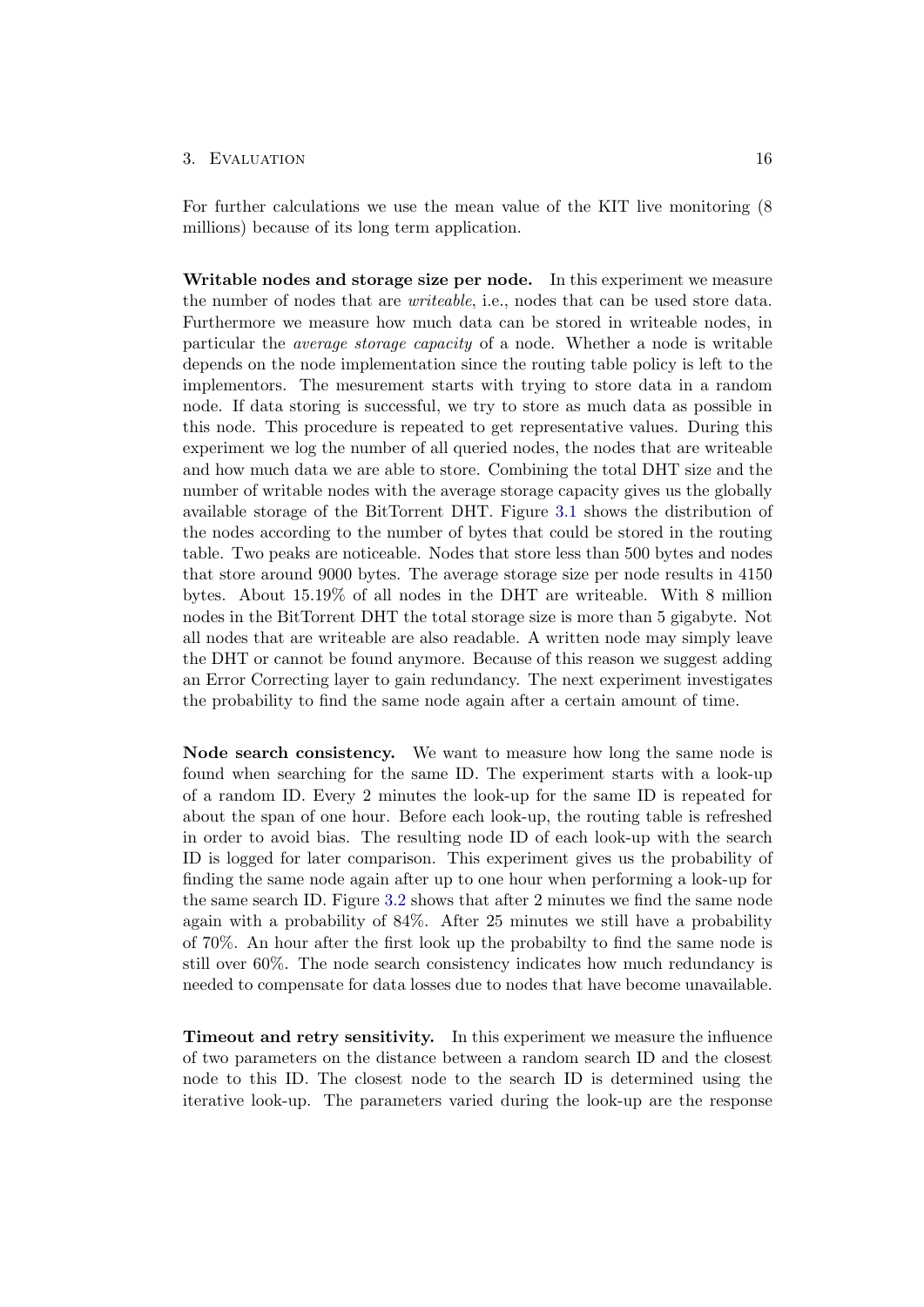For further calculations we use the mean value of the KIT live monitoring (8 millions) because of its long term application.

**Writable nodes and storage size per node.** In this experiment we measure the number of nodes that are *writeable*, i.e., nodes that can be used store data. Furthermore we measure how much data can be stored in writeable nodes, in particular the *average storage capacity* of a node. Whether a node is writable depends on the node implementation since the routing table policy is left to the implementors. The mesurement starts with trying to store data in a random node. If data storing is successful, we try to store as much data as possible in this node. This procedure is repeated to get representative values. During this experiment we log the number of all queried nodes, the nodes that are writeable and how much data we are able to store. Combining the total DHT size and the number of writable nodes with the average storage capacity gives us the globally available storage of the BitTorrent DHT. Figure 3.1 shows the distribution of the nodes according to the number of bytes that could be stored in the routing table. Two peaks are noticeable. Nodes that store less than 500 bytes and nodes that store around 9000 bytes. The average storage size per node results in 4150 bytes. About 15.19% of all nodes in the DHT are writeable. With 8 million nodes in the BitTorrent DHT the total storage size is more than 5 gigabyte. Not all nodes that are writeable are also readable. A written node may simply leave the DHT or cannot be found anymore. Because of this reason we suggest adding an Error Correcting layer to gain redundancy. The next experiment investigates the probability to find the same node again after a certain amount of time.

**Node search consistency.** We want to measure how long the same node is found when searching for the same ID. The experiment starts with a look-up of a random ID. Every 2 minutes the look-up for the same ID is repeated for about the span of one hour. Before each look-up, the routing table is refreshed in order to avoid bias. The resulting node ID of each look-up with the search ID is logged for later comparison. This experiment gives us the probability of finding the same node again after up to one hour when performing a look-up for the same search ID. Figure 3.2 shows that after 2 minutes we find the same node again with a probability of 84%. After 25 minutes we still have a probability of 70%. An hour after the first look up the probabilty to find the same node is still over 60%. The node search consistency indicates how much redundancy is needed to compensate for data losses due to nodes that have become unavailable.

**Timeout and retry sensitivity.** In this experiment we measure the influence of two parameters on the distance between a random search ID and the closest node to this ID. The closest node to the search ID is determined using the iterative look-up. The parameters varied during the look-up are the response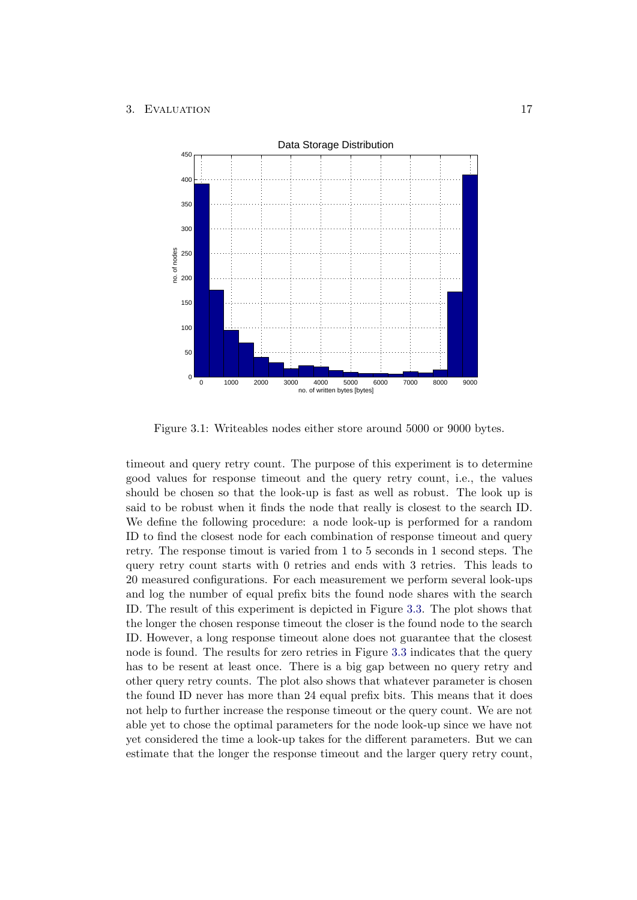Figure 3.1: Writeables nodes either store around 5000 or 9000 bytes.

timeout and query retry count. The purpose of this experiment is to determine good values for response timeout and the query retry count, i.e., the values should be chosen so that the look-up is fast as well as robust. The look up is said to be robust when it finds the node that really is closest to the search ID. We define the following procedure: a node look-up is performed for a random ID to find the closest node for each combination of response timeout and query retry. The response timout is varied from 1 to 5 seconds in 1 second steps. The query retry count starts with 0 retries and ends with 3 retries. This leads to 20 measured configurations. For each measurement we perform several look-ups and log the number of equal prefix bits the found node shares with the search ID. The result of this experiment is depicted in Figure 3.3. The plot shows that the longer the chosen response timeout the closer is the found node to the search ID. However, a long response timeout alone does not guarantee that the closest node is found. The results for zero retries in Figure 3.3 indicates that the query has to be resent at least once. There is a big gap between no query retry and other query retry counts. The plot also shows that whatever parameter is chosen the found ID never has more than 24 equal prefix bits. This means that it does not help to further increase the response timeout or the query count. We are not able yet to chose the optimal parameters for the node look-up since we have not yet considered the time a look-up takes for the different parameters. But we can estimate that the longer the response timeout and the larger query retry count,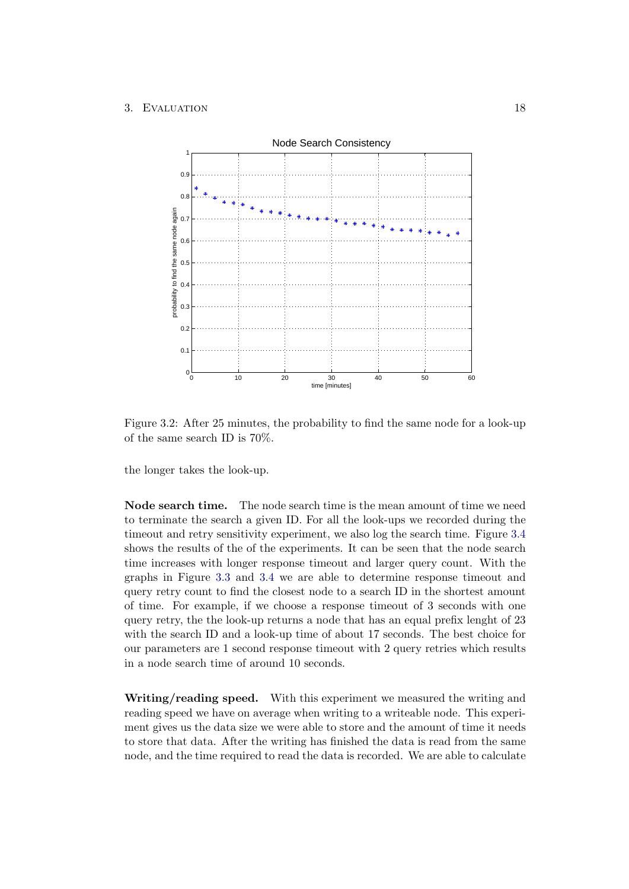Figure 3.2: After 25 minutes, the probability to find the same node for a look-up of the same search ID is 70%.

the longer takes the look-up.

**Node search time.** The node search time is the mean amount of time we need to terminate the search a given ID. For all the look-ups we recorded during the timeout and retry sensitivity experiment, we also log the search time. Figure 3.4 shows the results of the of the experiments. It can be seen that the node search time increases with longer response timeout and larger query count. With the graphs in Figure 3.3 and 3.4 we are able to determine response timeout and query retry count to find the closest node to a search ID in the shortest amount of time. For example, if we choose a response timeout of 3 seconds with one query retry, the the look-up returns a node that has an equal prefix lenght of 23 with the search ID and a look-up time of about 17 seconds. The best choice for our parameters are 1 second response timeout with 2 query retries which results in a node search time of around 10 seconds.

**Writing/reading speed.** With this experiment we measured the writing and reading speed we have on average when writing to a writeable node. This experiment gives us the data size we were able to store and the amount of time it needs to store that data. After the writing has finished the data is read from the same node, and the time required to read the data is recorded. We are able to calculate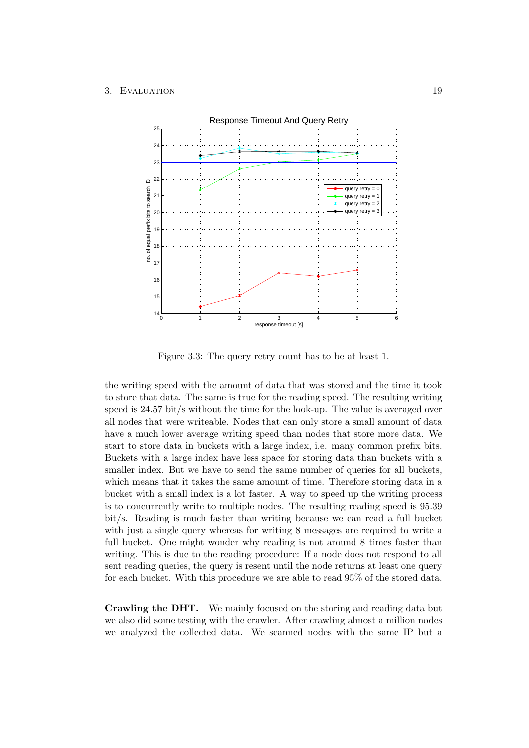Figure 3.3: The query retry count has to be at least 1.

the writing speed with the amount of data that was stored and the time it took to store that data. The same is true for the reading speed. The resulting writing speed is 24.57 bit/s without the time for the look-up. The value is averaged over all nodes that were writeable. Nodes that can only store a small amount of data have a much lower average writing speed than nodes that store more data. We start to store data in buckets with a large index, i.e. many common prefix bits. Buckets with a large index have less space for storing data than buckets with a smaller index. But we have to send the same number of queries for all buckets, which means that it takes the same amount of time. Therefore storing data in a bucket with a small index is a lot faster. A way to speed up the writing process is to concurrently write to multiple nodes. The resulting reading speed is 95.39 bit/s. Reading is much faster than writing because we can read a full bucket with just a single query whereas for writing 8 messages are required to write a full bucket. One might wonder why reading is not around 8 times faster than writing. This is due to the reading procedure: If a node does not respond to all sent reading queries, the query is resent until the node returns at least one query for each bucket. With this procedure we are able to read 95% of the stored data.

**Crawling the DHT.** We mainly focused on the storing and reading data but we also did some testing with the crawler. After crawling almost a million nodes we analyzed the collected data. We scanned nodes with the same IP but a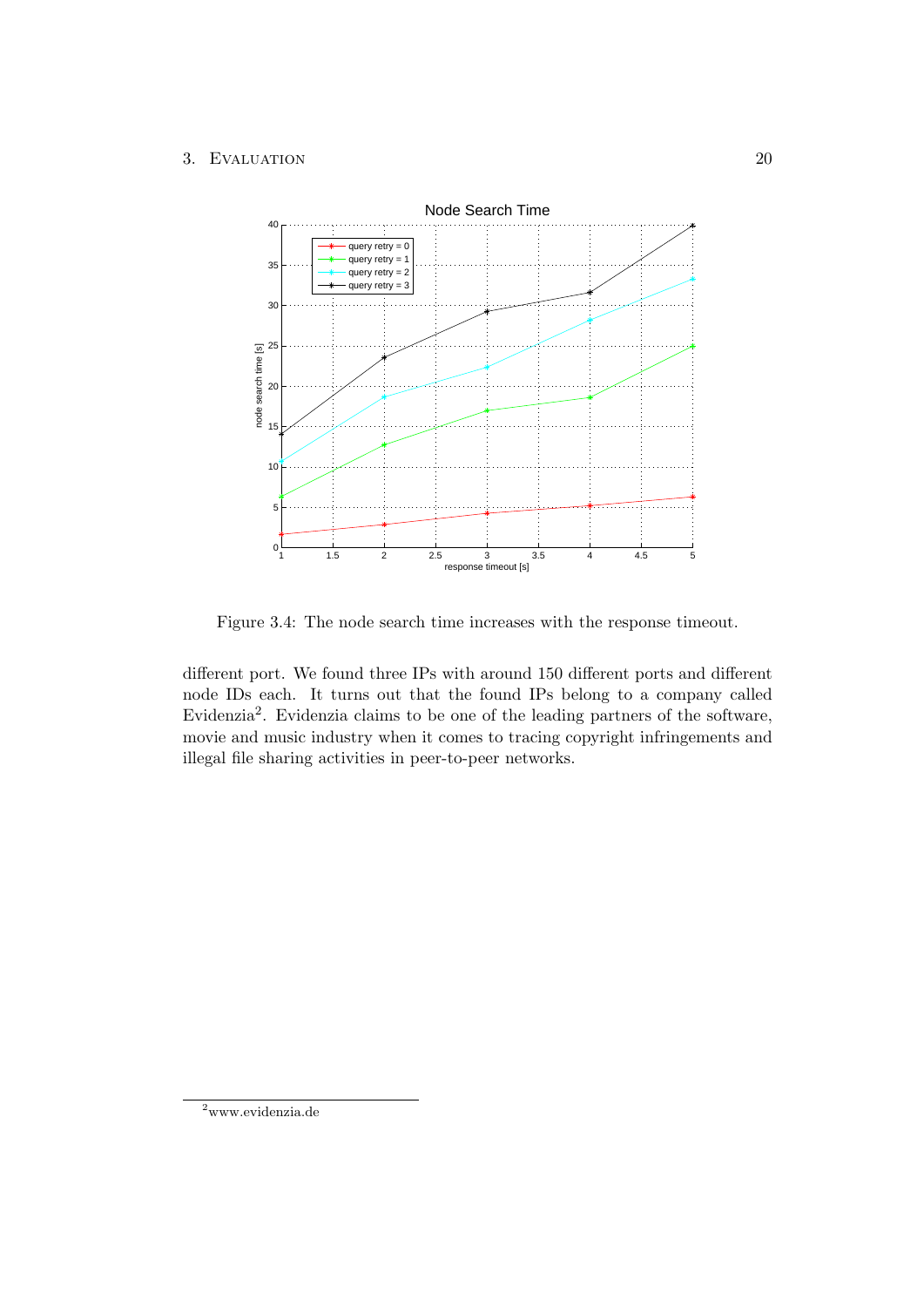Figure 3.4: The node search time increases with the response timeout.

different port. We found three IPs with around 150 different ports and different node IDs each. It turns out that the found IPs belong to a company called Evidenzia[2]. Evidenzia claims to be one of the leading partners of the software, movie and music industry when it comes to tracing copyright infringements and illegal file sharing activities in peer-to-peer networks.

[2] www.evidenzia.de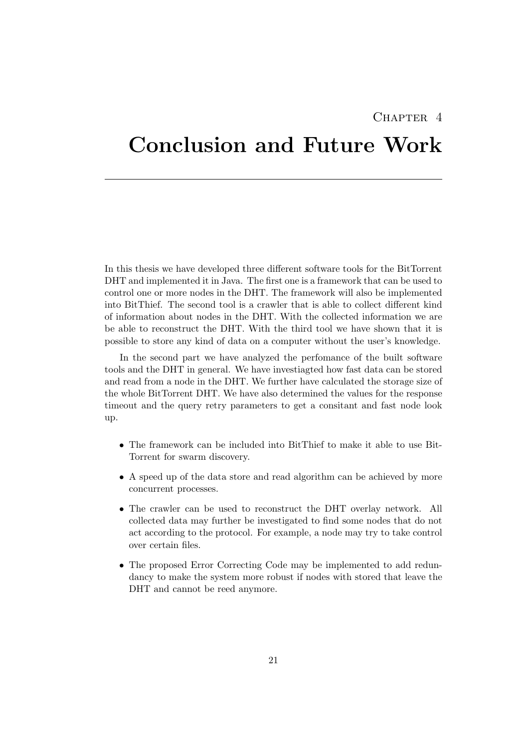# Chapter 4

# Conclusion and Future Work

In this thesis we have developed three different software tools for the BitTorrent DHT and implemented it in Java. The first one is a framework that can be used to control one or more nodes in the DHT. The framework will also be implemented into BitThief. The second tool is a crawler that is able to collect different kind of information about nodes in the DHT. With the collected information we are be able to reconstruct the DHT. With the third tool we have shown that it is possible to store any kind of data on a computer without the user's knowledge.

In the second part we have analyzed the perfomance of the built software tools and the DHT in general. We have investiagted how fast data can be stored and read from a node in the DHT. We further have calculated the storage size of the whole BitTorrent DHT. We have also determined the values for the response timeout and the query retry parameters to get a consitant and fast node look up.

- The framework can be included into BitThief to make it able to use BitTorrent for swarm discovery.
- A speed up of the data store and read algorithm can be achieved by more concurrent processes.
- The crawler can be used to reconstruct the DHT overlay network. All collected data may further be investigated to find some nodes that do not act according to the protocol. For example, a node may try to take control over certain files.
- The proposed Error Correcting Code may be implemented to add redundancy to make the system more robust if nodes with stored that leave the DHT and cannot be reed anymore.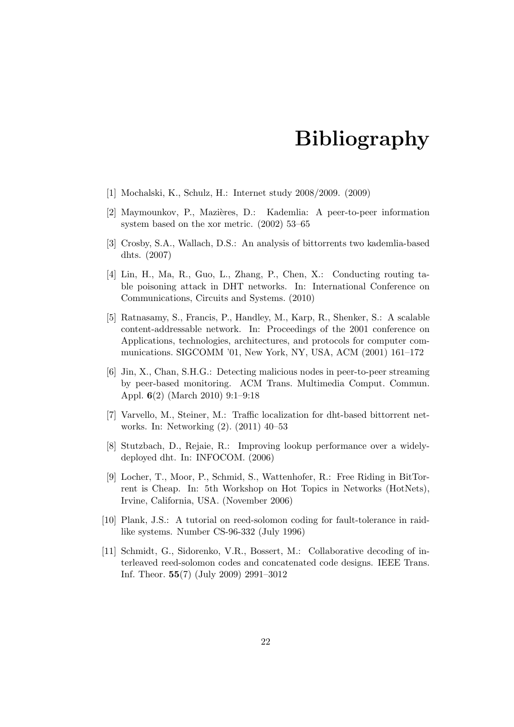# Bibliography

[1] Mochalski, K., Schulz, H.: Internet study 2008/2009. (2009)

[2] Maymounkov, P., Mazières, D.: Kademlia: A peer-to-peer information system based on the xor metric. (2002) 53–65

[3] Crosby, S.A., Wallach, D.S.: An analysis of bittorrents two kademlia-based dhts. (2007)

[4] Lin, H., Ma, R., Guo, L., Zhang, P., Chen, X.: Conducting routing table poisoning attack in DHT networks. In: International Conference on Communications, Circuits and Systems. (2010)

[5] Ratnasamy, S., Francis, P., Handley, M., Karp, R., Shenker, S.: A scalable content-addressable network. In: Proceedings of the 2001 conference on Applications, technologies, architectures, and protocols for computer communications. SIGCOMM '01, New York, NY, USA, ACM (2001) 161–172

[6] Jin, X., Chan, S.H.G.: Detecting malicious nodes in peer-to-peer streaming by peer-based monitoring. ACM Trans. Multimedia Comput. Commun. Appl. **6**(2) (March 2010) 9:1–9:18

[7] Varvello, M., Steiner, M.: Traffic localization for dht-based bittorrent networks. In: Networking (2). (2011) 40–53

[8] Stutzbach, D., Rejaie, R.: Improving lookup performance over a widely-deployed dht. In: INFOCOM. (2006)

[9] Locher, T., Moor, P., Schmid, S., Wattenhofer, R.: Free Riding in BitTorrent is Cheap. In: 5th Workshop on Hot Topics in Networks (HotNets), Irvine, California, USA. (November 2006)

[10] Plank, J.S.: A tutorial on reed-solomon coding for fault-tolerance in raid-like systems. Number CS-96-332 (July 1996)

[11] Schmidt, G., Sidorenko, V.R., Bossert, M.: Collaborative decoding of interleaved reed-solomon codes and concatenated code designs. IEEE Trans. Inf. Theor. **55**(7) (July 2009) 2991–3012